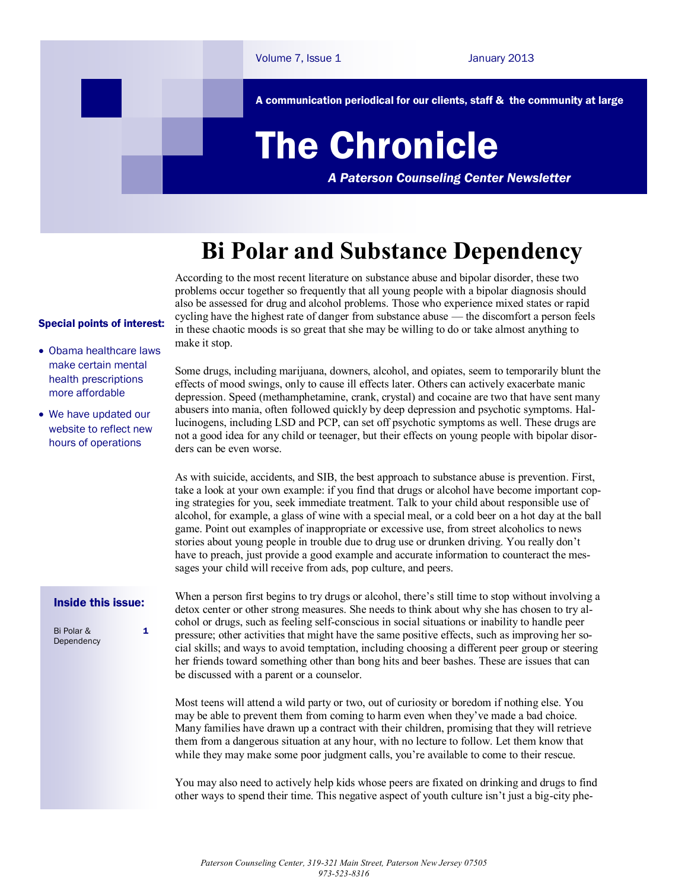Volume 7, Issue 1 January 2013

A communication periodical for our clients, staff & the community at large

# The Chronicle

*A Paterson Counseling Center Newsletter*

**Special points of interest:**

- Obama healthcare laws make certain mental health prescriptions more affordable
- We have updated our website to reflect new hours of operations

**Inside this issue:**

Bi Polar & Dependency 1

## Bi Polar and Substance Dependency

According to the most recent literature on substance abuse and bipolar disorder, these two problems occur together so frequently that all young people with a bipolar diagnosis should also be assessed for drug and alcohol problems. Those who experience mixed states or rapid cycling have the highest rate of danger from substance abuse — the discomfort a person feels in these chaotic moods is so great that she may be willing to do or take almost anything to make it stop.

Some drugs, including marijuana, downers, alcohol, and opiates, seem to temporarily blunt the effects of mood swings, only to cause ill effects later. Others can actively exacerbate manic depression. Speed (methamphetamine, crank, crystal) and cocaine are two that have sent many abusers into mania, often followed quickly by deep depression and psychotic symptoms. Hallucinogens, including LSD and PCP, can set off psychotic symptoms as well. These drugs are not a good idea for any child or teenager, but their effects on young people with bipolar disorders can be even worse.

As with suicide, accidents, and SIB, the best approach to substance abuse is prevention. First, take a look at your own example: if you find that drugs or alcohol have become important coping strategies for you, seek immediate treatment. Talk to your child about responsible use of alcohol, for example, a glass of wine with a special meal, or a cold beer on a hot day at the ball game. Point out examples of inappropriate or excessive use, from street alcoholics to news stories about young people in trouble due to drug use or drunken driving. You really don't have to preach, just provide a good example and accurate information to counteract the messages your child will receive from ads, pop culture, and peers.

When a person first begins to try drugs or alcohol, there's still time to stop without involving a detox center or other strong measures. She needs to think about why she has chosen to try alcohol or drugs, such as feeling self-conscious in social situations or inability to handle peer pressure; other activities that might have the same positive effects, such as improving her social skills; and ways to avoid temptation, including choosing a different peer group or steering her friends toward something other than bong hits and beer bashes. These are issues that can be discussed with a parent or a counselor.

Most teens will attend a wild party or two, out of curiosity or boredom if nothing else. You may be able to prevent them from coming to harm even when they've made a bad choice. Many families have drawn up a contract with their children, promising that they will retrieve them from a dangerous situation at any hour, with no lecture to follow. Let them know that while they may make some poor judgment calls, you're available to come to their rescue.

You may also need to actively help kids whose peers are fixated on drinking and drugs to find other ways to spend their time. This negative aspect of youth culture isn't just a big-city phe-

*Paterson Counseling Center, 319-321 Main Street, Paterson New Jersey 07505*
*973-523-8316*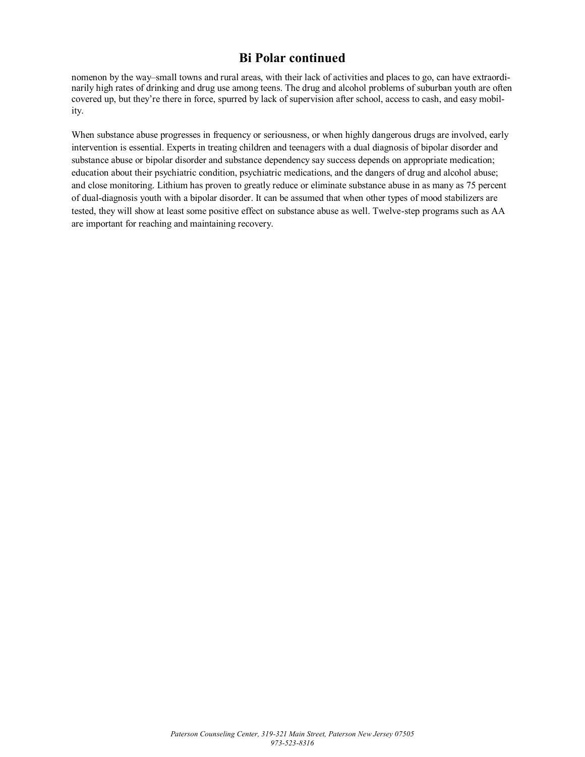# Bi Polar continued

nomenon by the way–small towns and rural areas, with their lack of activities and places to go, can have extraordinarily high rates of drinking and drug use among teens. The drug and alcohol problems of suburban youth are often covered up, but they're there in force, spurred by lack of supervision after school, access to cash, and easy mobility.

When substance abuse progresses in frequency or seriousness, or when highly dangerous drugs are involved, early intervention is essential. Experts in treating children and teenagers with a dual diagnosis of bipolar disorder and substance abuse or bipolar disorder and substance dependency say success depends on appropriate medication; education about their psychiatric condition, psychiatric medications, and the dangers of drug and alcohol abuse; and close monitoring. Lithium has proven to greatly reduce or eliminate substance abuse in as many as 75 percent of dual-diagnosis youth with a bipolar disorder. It can be assumed that when other types of mood stabilizers are tested, they will show at least some positive effect on substance abuse as well. Twelve-step programs such as AA are important for reaching and maintaining recovery.